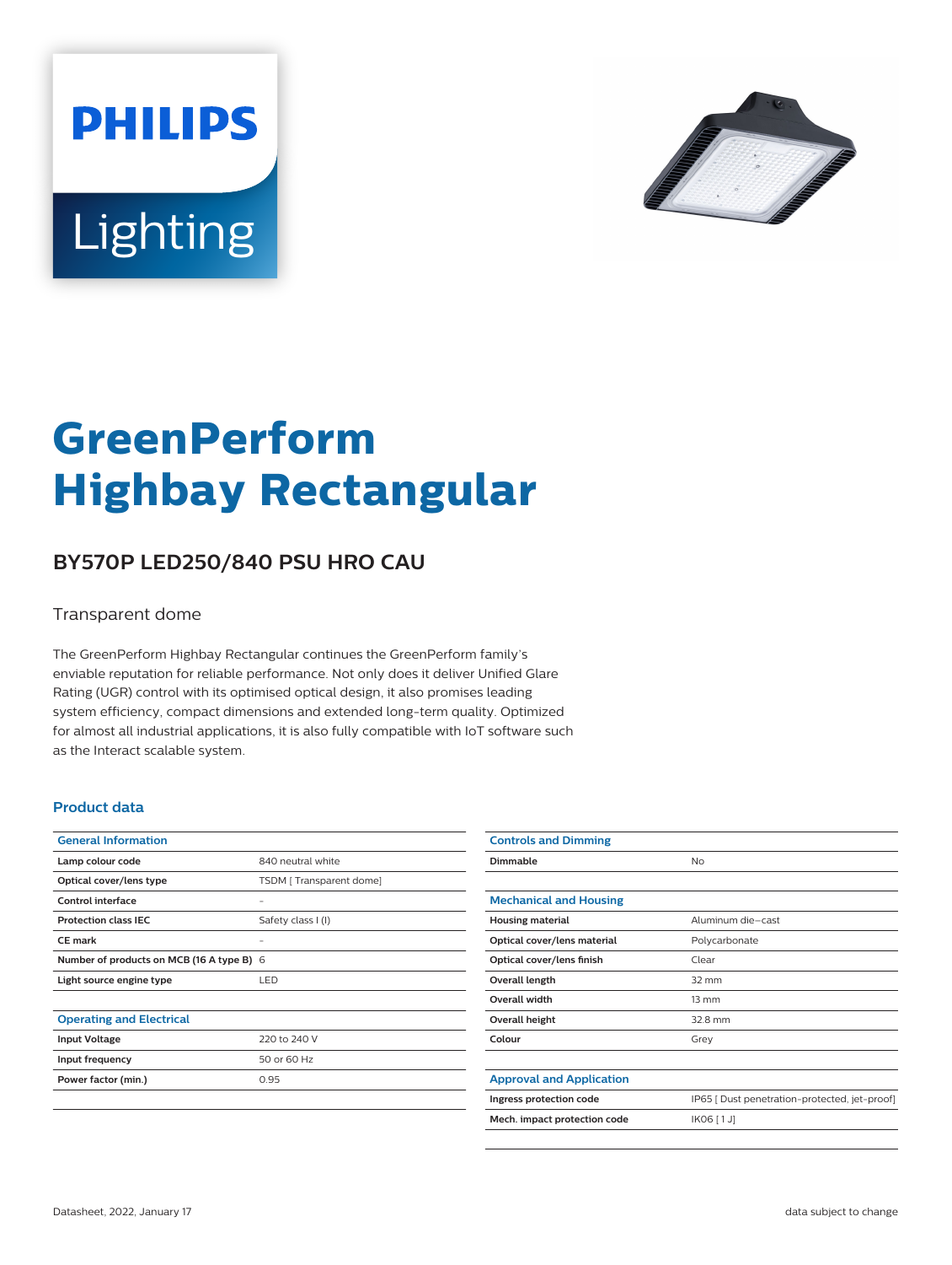PHILIPS

Lighting

# GreenPerform Highbay Rectangular

## BY570P LED250/840 PSU HRO CAU

Transparent dome

The GreenPerform Highbay Rectangular continues the GreenPerform family's enviable reputation for reliable performance. Not only does it deliver Unified Glare Rating (UGR) control with its optimised optical design, it also promises leading system efficiency, compact dimensions and extended long-term quality. Optimized for almost all industrial applications, it is also fully compatible with IoT software such as the Interact scalable system.

### Product data

| General Information | |
|---|---|
| Lamp colour code | 840 neutral white |
| Optical cover/lens type | TSDM [ Transparent dome] |
| Control interface | - |
| Protection class IEC | Safety class I (I) |
| CE mark | - |
| Number of products on MCB (16 A type B) | 6 |
| Light source engine type | LED |

| Operating and Electrical | |
|---|---|
| Input Voltage | 220 to 240 V |
| Input frequency | 50 or 60 Hz |
| Power factor (min.) | 0.95 |

| Controls and Dimming | |
|---|---|
| Dimmable | No |

| Mechanical and Housing | |
|---|---|
| Housing material | Aluminum die-cast |
| Optical cover/lens material | Polycarbonate |
| Optical cover/lens finish | Clear |
| Overall length | 32 mm |
| Overall width | 13 mm |
| Overall height | 32.8 mm |
| Colour | Grey |

| Approval and Application | |
|---|---|
| Ingress protection code | IP65 [ Dust penetration-protected, jet-proof] |
| Mech. impact protection code | IK06 [ 1 J] |

Datasheet, 2022, January 17

data subject to change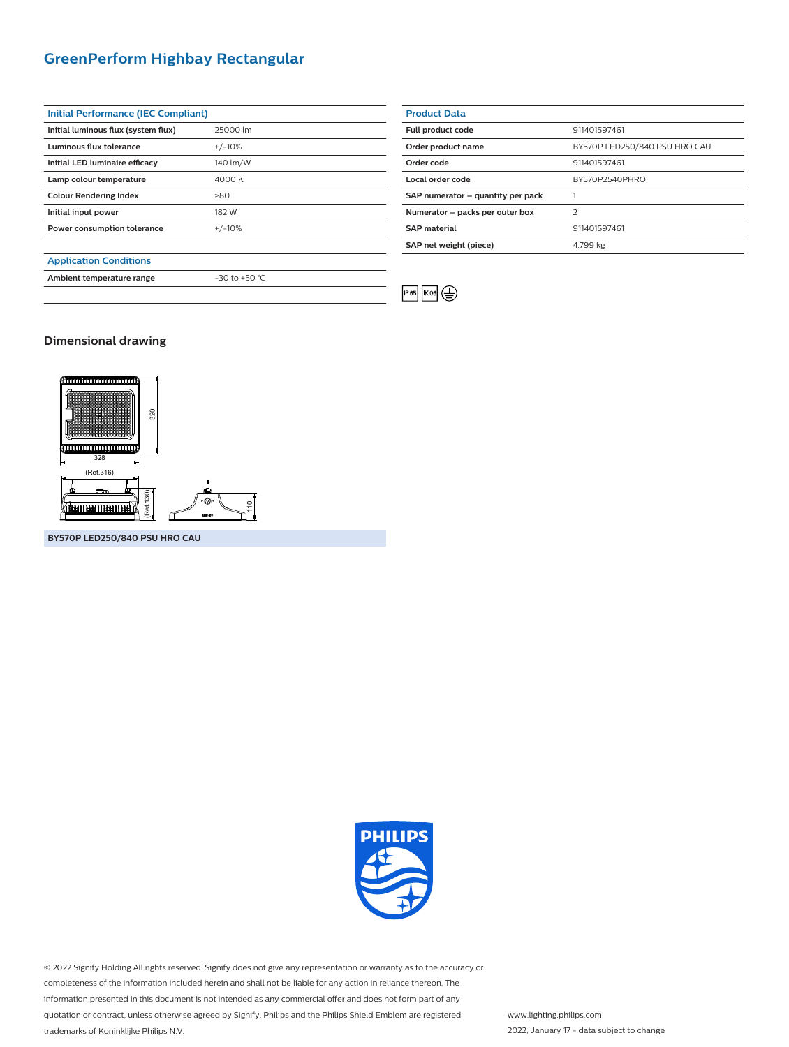# GreenPerform Highbay Rectangular

| Initial Performance (IEC Compliant) | |
|---|---|
| Initial luminous flux (system flux) | 25000 lm |
| Luminous flux tolerance | +/-10% |
| Initial LED luminaire efficacy | 140 lm/W |
| Lamp colour temperature | 4000 K |
| Colour Rendering Index | >80 |
| Initial input power | 182 W |
| Power consumption tolerance | +/-10% |

| Application Conditions | |
|---|---|
| Ambient temperature range | -30 to +50 °C |

| Product Data | |
|---|---|
| Full product code | 911401597461 |
| Order product name | BY570P LED250/840 PSU HRO CAU |
| Order code | 911401597461 |
| Local order code | BY570P2540PHRO |
| SAP numerator – quantity per pack | 1 |
| Numerator – packs per outer box | 2 |
| SAP material | 911401597461 |
| SAP net weight (piece) | 4.799 kg |

IP 65 IK 06

## Dimensional drawing

328
320
(Ref.316)
(Ref.130)
110

**BY570P LED250/840 PSU HRO CAU**

© 2022 Signify Holding All rights reserved. Signify does not give any representation or warranty as to the accuracy or completeness of the information included herein and shall not be liable for any action in reliance thereon. The information presented in this document is not intended as any commercial offer and does not form part of any quotation or contract, unless otherwise agreed by Signify. Philips and the Philips Shield Emblem are registered trademarks of Koninklijke Philips N.V.

www.lighting.philips.com

2022, January 17 - data subject to change